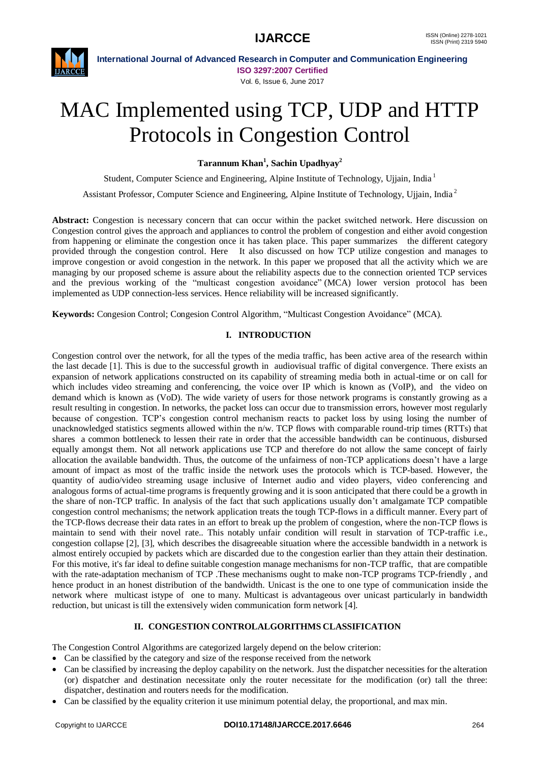# MAC Implemented using TCP, UDP and HTTP Protocols in Congestion Control

**Tarannum Khan[1], Sachin Upadhyay[2]**

Student, Computer Science and Engineering, Alpine Institute of Technology, Ujjain, India [1]

Assistant Professor, Computer Science and Engineering, Alpine Institute of Technology, Ujjain, India [2]

**Abstract:** Congestion is necessary concern that can occur within the packet switched network. Here discussion on Congestion control gives the approach and appliances to control the problem of congestion and either avoid congestion from happening or eliminate the congestion once it has taken place. This paper summarizes the different category provided through the congestion control. Here It also discussed on how TCP utilize congestion and manages to improve congestion or avoid congestion in the network. In this paper we proposed that all the activity which we are managing by our proposed scheme is assure about the reliability aspects due to the connection oriented TCP services and the previous working of the "multicast congestion avoidance" (MCA) lower version protocol has been implemented as UDP connection-less services. Hence reliability will be increased significantly.

**Keywords:** Congesion Control; Congesion Control Algorithm, "Multicast Congestion Avoidance" (MCA).

## I. INTRODUCTION

Congestion control over the network, for all the types of the media traffic, has been active area of the research within the last decade [1]. This is due to the successful growth in audiovisual traffic of digital convergence. There exists an expansion of network applications constructed on its capability of streaming media both in actual-time or on call for which includes video streaming and conferencing, the voice over IP which is known as (VoIP), and the video on demand which is known as (VoD). The wide variety of users for those network programs is constantly growing as a result resulting in congestion. In networks, the packet loss can occur due to transmission errors, however most regularly because of congestion. TCP's congestion control mechanism reacts to packet loss by using losing the number of unacknowledged statistics segments allowed within the n/w. TCP flows with comparable round-trip times (RTTs) that shares a common bottleneck to lessen their rate in order that the accessible bandwidth can be continuous, disbursed equally amongst them. Not all network applications use TCP and therefore do not allow the same concept of fairly allocation the available bandwidth. Thus, the outcome of the unfairness of non-TCP applications doesn't have a large amount of impact as most of the traffic inside the network uses the protocols which is TCP-based. However, the quantity of audio/video streaming usage inclusive of Internet audio and video players, video conferencing and analogous forms of actual-time programs is frequently growing and it is soon anticipated that there could be a growth in the share of non-TCP traffic. In analysis of the fact that such applications usually don't amalgamate TCP compatible congestion control mechanisms; the network application treats the tough TCP-flows in a difficult manner. Every part of the TCP-flows decrease their data rates in an effort to break up the problem of congestion, where the non-TCP flows is maintain to send with their novel rate.. This notably unfair condition will result in starvation of TCP-traffic i.e., congestion collapse [2], [3], which describes the disagreeable situation where the accessible bandwidth in a network is almost entirely occupied by packets which are discarded due to the congestion earlier than they attain their destination. For this motive, it's far ideal to define suitable congestion manage mechanisms for non-TCP traffic, that are compatible with the rate-adaptation mechanism of TCP .These mechanisms ought to make non-TCP programs TCP-friendly , and hence product in an honest distribution of the bandwidth. Unicast is the one to one type of communication inside the network where multicast istype of one to many. Multicast is advantageous over unicast particularly in bandwidth reduction, but unicast is till the extensively widen communication form network [4].

## II. CONGESTION CONTROLALGORITHMS CLASSIFICATION

The Congestion Control Algorithms are categorized largely depend on the below criterion:

- Can be classified by the category and size of the response received from the network
- Can be classified by increasing the deploy capability on the network. Just the dispatcher necessities for the alteration (or) dispatcher and destination necessitate only the router necessitate for the modification (or) tall the three: dispatcher, destination and routers needs for the modification.
- Can be classified by the equality criterion it use minimum potential delay, the proportional, and max min.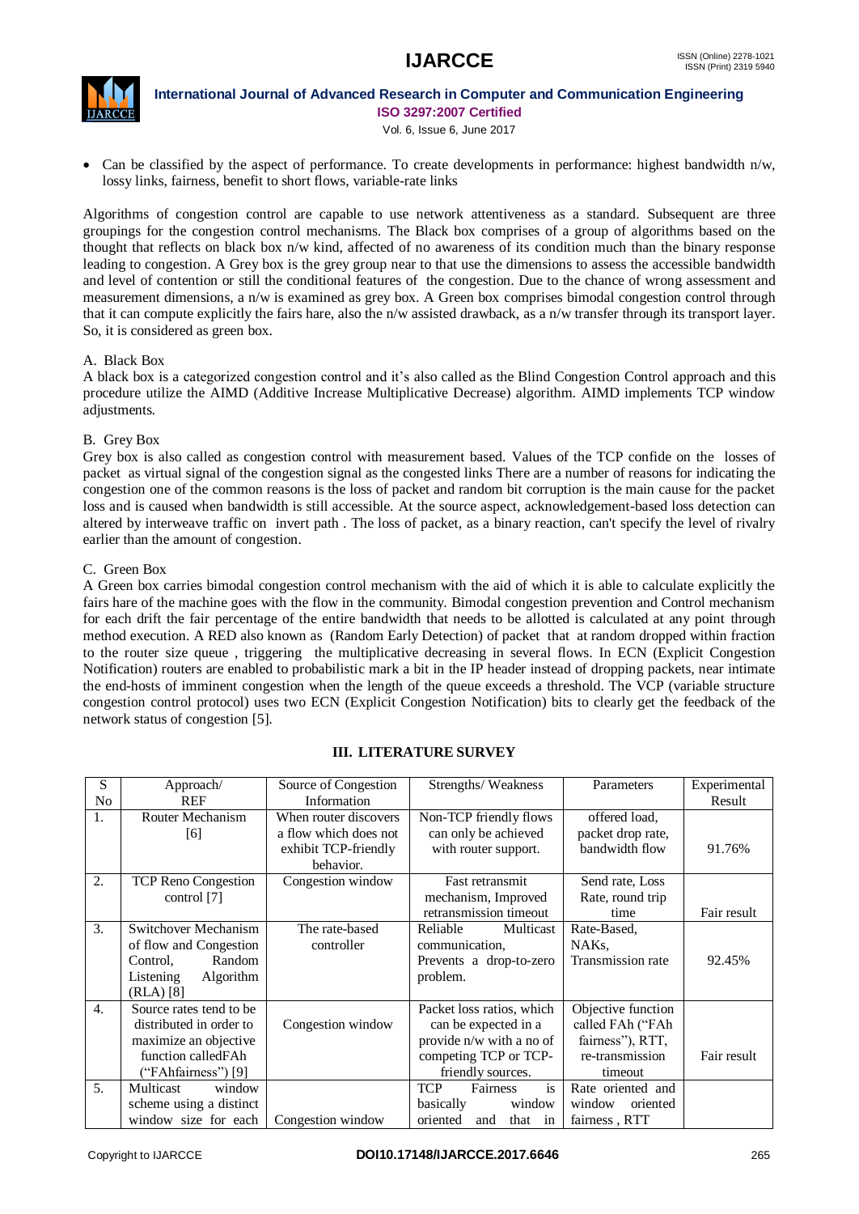- Can be classified by the aspect of performance. To create developments in performance: highest bandwidth n/w, lossy links, fairness, benefit to short flows, variable-rate links

Algorithms of congestion control are capable to use network attentiveness as a standard. Subsequent are three groupings for the congestion control mechanisms. The Black box comprises of a group of algorithms based on the thought that reflects on black box n/w kind, affected of no awareness of its condition much than the binary response leading to congestion. A Grey box is the grey group near to that use the dimensions to assess the accessible bandwidth and level of contention or still the conditional features of the congestion. Due to the chance of wrong assessment and measurement dimensions, a n/w is examined as grey box. A Green box comprises bimodal congestion control through that it can compute explicitly the fairs hare, also the n/w assisted drawback, as a n/w transfer through its transport layer. So, it is considered as green box.

A. Black Box

A black box is a categorized congestion control and it's also called as the Blind Congestion Control approach and this procedure utilize the AIMD (Additive Increase Multiplicative Decrease) algorithm. AIMD implements TCP window adjustments.

B. Grey Box

Grey box is also called as congestion control with measurement based. Values of the TCP confide on the losses of packet as virtual signal of the congestion signal as the congested links There are a number of reasons for indicating the congestion one of the common reasons is the loss of packet and random bit corruption is the main cause for the packet loss and is caused when bandwidth is still accessible. At the source aspect, acknowledgement-based loss detection can altered by interweave traffic on invert path . The loss of packet, as a binary reaction, can't specify the level of rivalry earlier than the amount of congestion.

C. Green Box

A Green box carries bimodal congestion control mechanism with the aid of which it is able to calculate explicitly the fairs hare of the machine goes with the flow in the community. Bimodal congestion prevention and Control mechanism for each drift the fair percentage of the entire bandwidth that needs to be allotted is calculated at any point through method execution. A RED also known as (Random Early Detection) of packet that at random dropped within fraction to the router size queue , triggering the multiplicative decreasing in several flows. In ECN (Explicit Congestion Notification) routers are enabled to probabilistic mark a bit in the IP header instead of dropping packets, near intimate the end-hosts of imminent congestion when the length of the queue exceeds a threshold. The VCP (variable structure congestion control protocol) uses two ECN (Explicit Congestion Notification) bits to clearly get the feedback of the network status of congestion [5].

## III. LITERATURE SURVEY

| S No | Approach/ REF | Source of Congestion Information | Strengths/ Weakness | Parameters | Experimental Result |
|---|---|---|---|---|---|
| 1. | Router Mechanism [6] | When router discovers a flow which does not exhibit TCP-friendly behavior. | Non-TCP friendly flows can only be achieved with router support. | offered load, packet drop rate, bandwidth flow | 91.76% |
| 2. | TCP Reno Congestion control [7] | Congestion window | Fast retransmit mechanism, Improved retransmission timeout | Send rate, Loss Rate, round trip time | Fair result |
| 3. | Switchover Mechanism of flow and Congestion Control, Random Listening Algorithm (RLA) [8] | The rate-based controller | Reliable Multicast communication, Prevents a drop-to-zero problem. | Rate-Based, NAKs, Transmission rate | 92.45% |
| 4. | Source rates tend to be distributed in order to maximize an objective function calledFAh ("FAhfairness") [9] | Congestion window | Packet loss ratios, which can be expected in a provide n/w with a no of competing TCP or TCP-friendly sources. | Objective function called FAh ("FAh fairness"), RTT, re-transmission timeout | Fair result |
| 5. | Multicast window scheme using a distinct window size for each | Congestion window | TCP Fairness is basically window oriented and that in | Rate oriented and window oriented fairness , RTT | |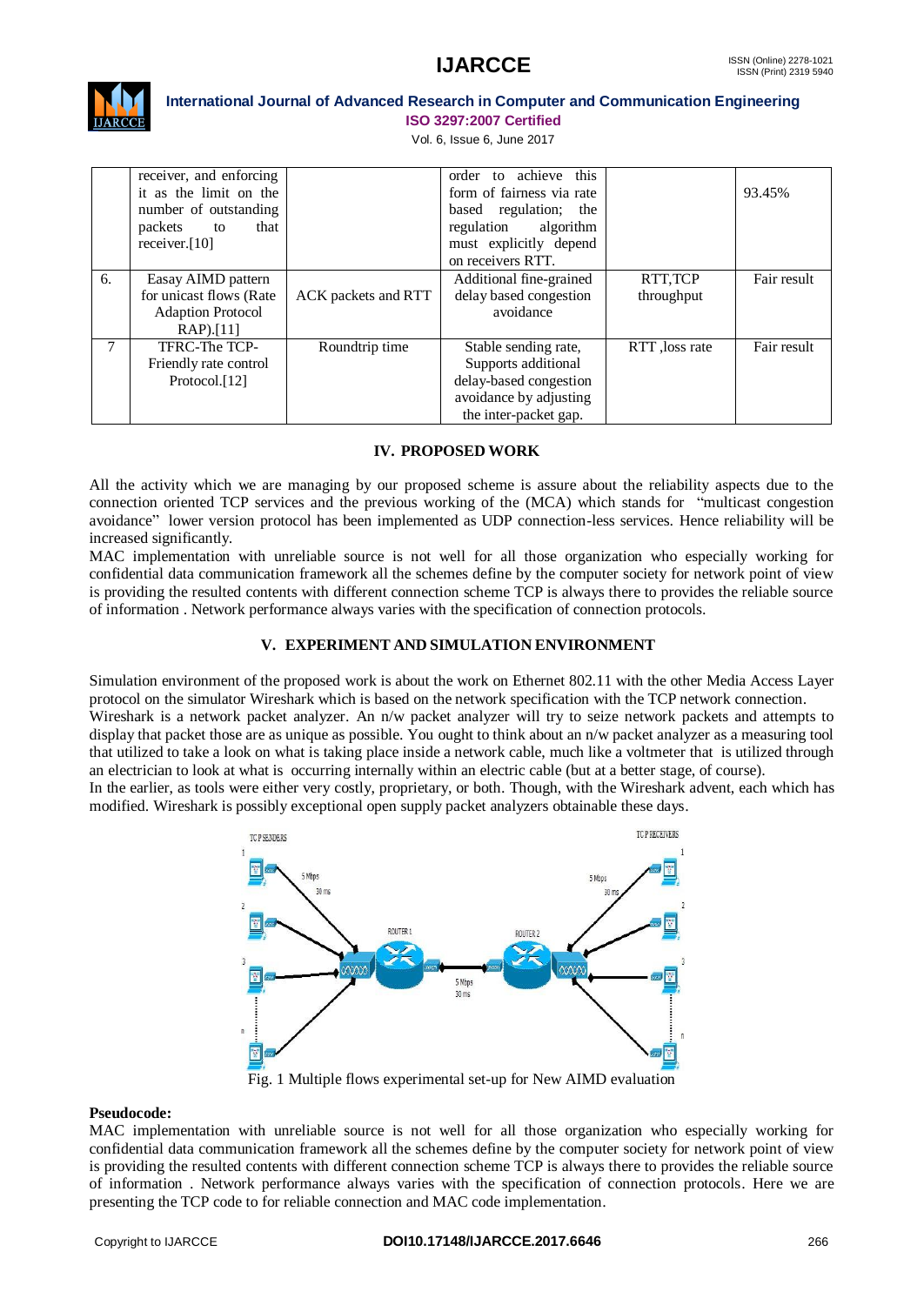|  | receiver, and enforcing it as the limit on the number of outstanding packets to that receiver.[10] |  | order to achieve this form of fairness via rate based regulation; the regulation algorithm must explicitly depend on receivers RTT. |  | 93.45% |
| --- | --- | --- | --- | --- | --- |
| 6. | Easay AIMD pattern for unicast flows (Rate Adaption Protocol RAP).[11] | ACK packets and RTT | Additional fine-grained delay based congestion avoidance | RTT,TCP throughput | Fair result |
| 7 | TFRC-The TCP-Friendly rate control Protocol.[12] | Roundtrip time | Stable sending rate, Supports additional delay-based congestion avoidance by adjusting the inter-packet gap. | RTT ,loss rate | Fair result |

## IV. PROPOSED WORK

All the activity which we are managing by our proposed scheme is assure about the reliability aspects due to the connection oriented TCP services and the previous working of the (MCA) which stands for "multicast congestion avoidance" lower version protocol has been implemented as UDP connection-less services. Hence reliability will be increased significantly.

MAC implementation with unreliable source is not well for all those organization who especially working for confidential data communication framework all the schemes define by the computer society for network point of view is providing the resulted contents with different connection scheme TCP is always there to provides the reliable source of information . Network performance always varies with the specification of connection protocols.

## V. EXPERIMENT AND SIMULATION ENVIRONMENT

Simulation environment of the proposed work is about the work on Ethernet 802.11 with the other Media Access Layer protocol on the simulator Wireshark which is based on the network specification with the TCP network connection.

Wireshark is a network packet analyzer. An n/w packet analyzer will try to seize network packets and attempts to display that packet those are as unique as possible. You ought to think about an n/w packet analyzer as a measuring tool that utilized to take a look on what is taking place inside a network cable, much like a voltmeter that is utilized through an electrician to look at what is occurring internally within an electric cable (but at a better stage, of course).

In the earlier, as tools were either very costly, proprietary, or both. Though, with the Wireshark advent, each which has modified. Wireshark is possibly exceptional open supply packet analyzers obtainable these days.

Fig. 1 Multiple flows experimental set-up for New AIMD evaluation

**Pseudocode:**

MAC implementation with unreliable source is not well for all those organization who especially working for confidential data communication framework all the schemes define by the computer society for network point of view is providing the resulted contents with different connection scheme TCP is always there to provides the reliable source of information . Network performance always varies with the specification of connection protocols. Here we are presenting the TCP code to for reliable connection and MAC code implementation.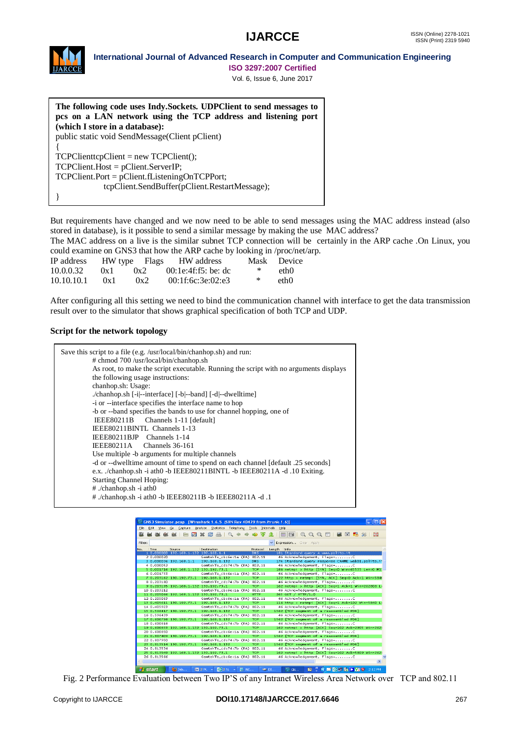**The following code uses Indy.Sockets. UDPClient to send messages to pcs on a LAN network using the TCP address and listening port (which I store in a database):**

```
public static void SendMessage(Client pClient)
{
TCPClienttcpClient = new TCPClient();
TCPClient.Host = pClient.ServerIP;
TCPClient.Port = pClient.fListeningOnTCPPort;
            tcpClient.SendBuffer(pClient.RestartMessage);
}
```

But requirements have changed and we now need to be able to send messages using the MAC address instead (also stored in database), is it possible to send a similar message by making the use MAC address?

The MAC address on a live is the similar subnet TCP connection will be certainly in the ARP cache .On Linux, you could examine on GNS3 that how the ARP cache by looking in /proc/net/arp.

| IP address | HW type | Flags | HW address | Mask | Device |
|---|---|---|---|---|---|
| 10.0.0.32 | 0x1 | 0x2 | 00:1e:4f:f5: be: dc | * | eth0 |
| 10.10.10.1 | 0x1 | 0x2 | 00:1f:6c:3e:02:e3 | * | eth0 |

After configuring all this setting we need to bind the communication channel with interface to get the data transmission result over to the simulator that shows graphical specification of both TCP and UDP.

**Script for the network topology**

```
Save this script to a file (e.g. /usr/local/bin/chanhop.sh) and run:
        # chmod 700 /usr/local/bin/chanhop.sh
        As root, to make the script executable. Running the script with no arguments displays
        the following usage instructions:
        chanhop.sh: Usage:
        ./chanhop.sh [-i|--interface] [-b|--band] [-d|--dwelltime]
        -i or --interface specifies the interface name to hop
        -b or --band specifies the bands to use for channel hopping, one of
         IEEE80211B     Channels 1-11 [default]
        IEEE80211BINTL  Channels 1-13
        IEEE80211BJP    Channels 1-14
        IEEE80211A      Channels 36-161
        Use multiple -b arguments for multiple channels
        -d or --dwelltime amount of time to spend on each channel [default .25 seconds]
        e.x. ./chanhop.sh -i ath0 -b IEEE80211BINTL -b IEEE80211A -d .10 Exiting.
        Starting Channel Hoping:
        # ./chanhop.sh -i ath0
        # ./chanhop.sh -i ath0 -b IEEE80211B -b IEEE80211A -d .1
```

Fig. 2 Performance Evaluation between Two IP'S of any Intranet Wireless Area Network over TCP and 802.11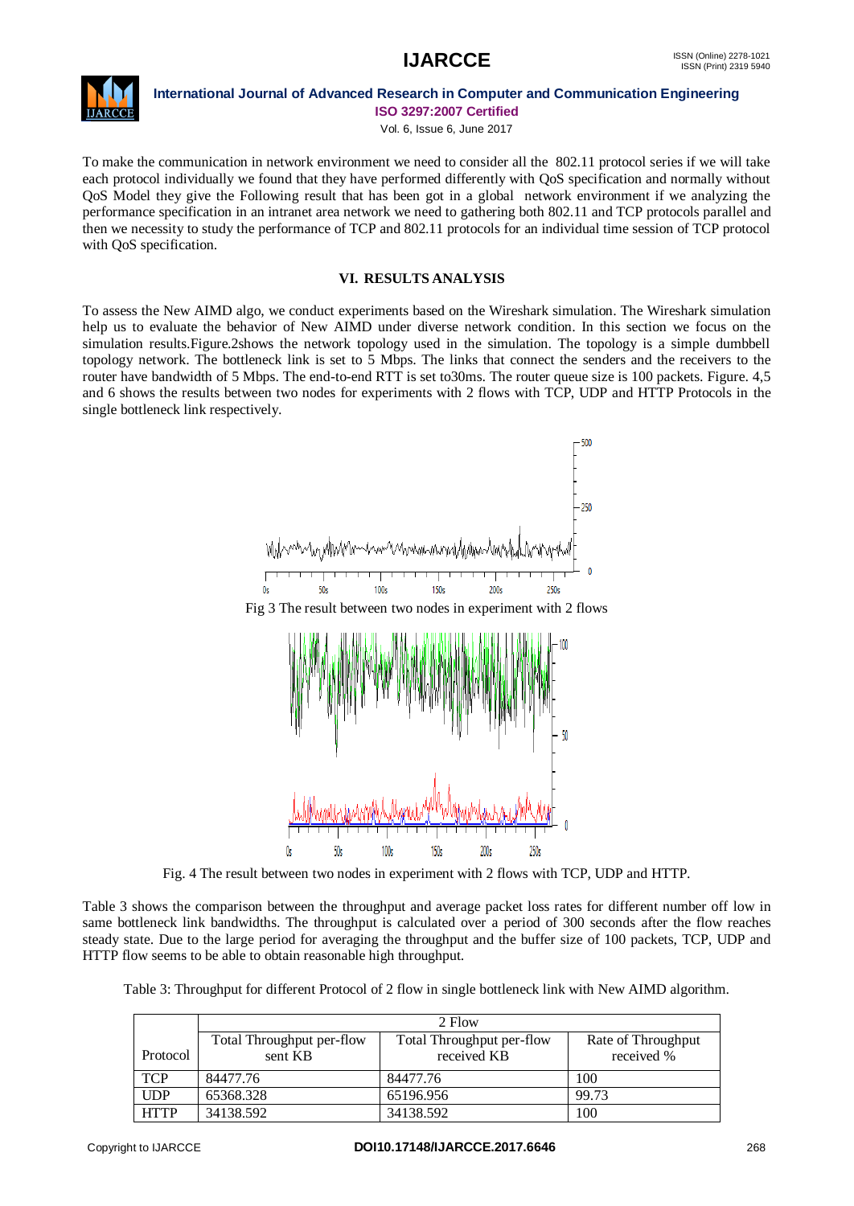To make the communication in network environment we need to consider all the 802.11 protocol series if we will take each protocol individually we found that they have performed differently with QoS specification and normally without QoS Model they give the Following result that has been got in a global network environment if we analyzing the performance specification in an intranet area network we need to gathering both 802.11 and TCP protocols parallel and then we necessity to study the performance of TCP and 802.11 protocols for an individual time session of TCP protocol with QoS specification.

## VI. RESULTS ANALYSIS

To assess the New AIMD algo, we conduct experiments based on the Wireshark simulation. The Wireshark simulation help us to evaluate the behavior of New AIMD under diverse network condition. In this section we focus on the simulation results.Figure.2shows the network topology used in the simulation. The topology is a simple dumbbell topology network. The bottleneck link is set to 5 Mbps. The links that connect the senders and the receivers to the router have bandwidth of 5 Mbps. The end-to-end RTT is set to30ms. The router queue size is 100 packets. Figure. 4,5 and 6 shows the results between two nodes for experiments with 2 flows with TCP, UDP and HTTP Protocols in the single bottleneck link respectively.

Fig 3 The result between two nodes in experiment with 2 flows

Fig. 4 The result between two nodes in experiment with 2 flows with TCP, UDP and HTTP.

Table 3 shows the comparison between the throughput and average packet loss rates for different number off low in same bottleneck link bandwidths. The throughput is calculated over a period of 300 seconds after the flow reaches steady state. Due to the large period for averaging the throughput and the buffer size of 100 packets, TCP, UDP and HTTP flow seems to be able to obtain reasonable high throughput.

Table 3: Throughput for different Protocol of 2 flow in single bottleneck link with New AIMD algorithm.

| Protocol | 2 Flow | | |
|---|---|---|---|
| | Total Throughput per-flow sent KB | Total Throughput per-flow received KB | Rate of Throughput received % |
| TCP | 84477.76 | 84477.76 | 100 |
| UDP | 65368.328 | 65196.956 | 99.73 |
| HTTP | 34138.592 | 34138.592 | 100 |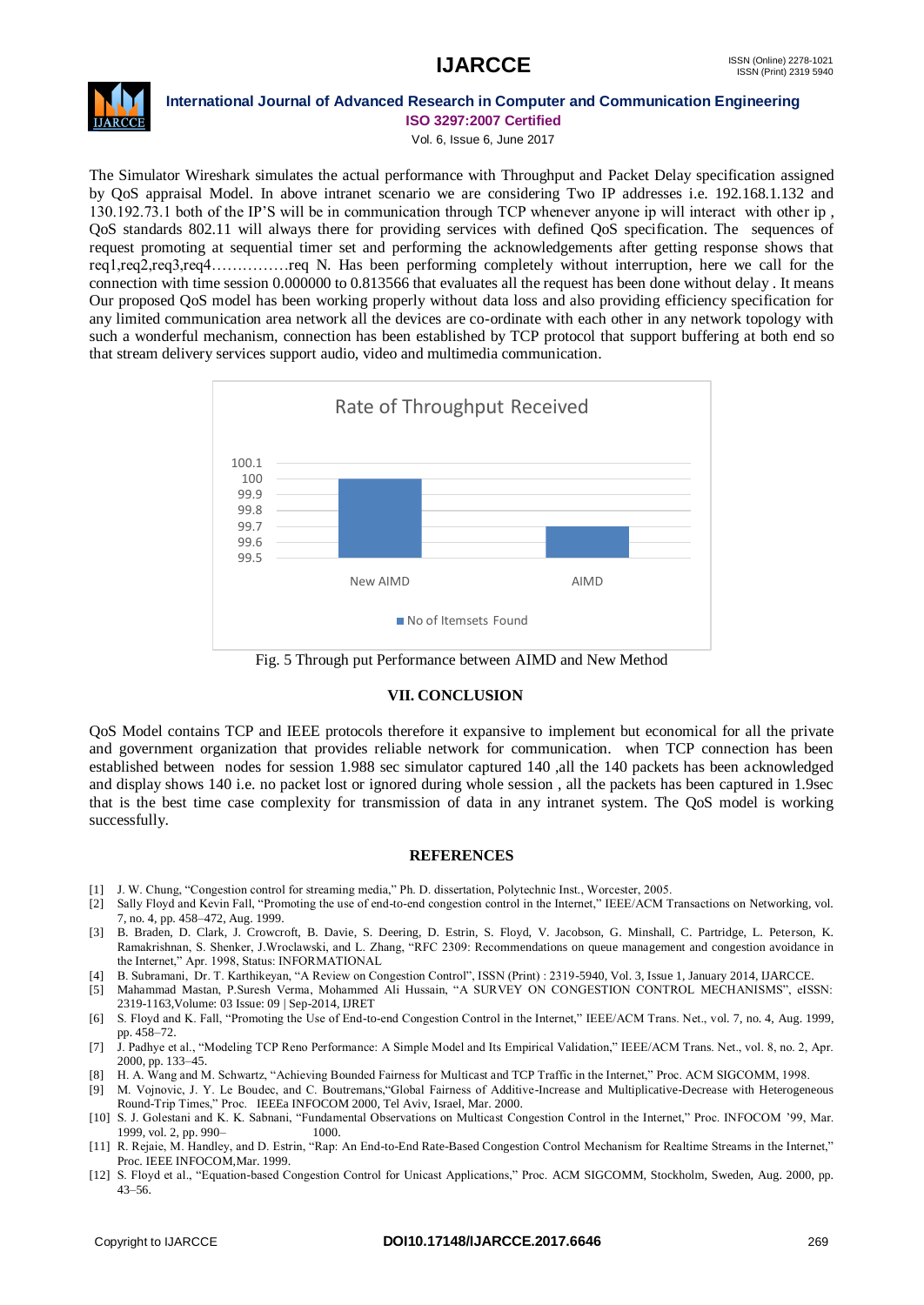The Simulator Wireshark simulates the actual performance with Throughput and Packet Delay specification assigned by QoS appraisal Model. In above intranet scenario we are considering Two IP addresses i.e. 192.168.1.132 and 130.192.73.1 both of the IP'S will be in communication through TCP whenever anyone ip will interact with other ip , QoS standards 802.11 will always there for providing services with defined QoS specification. The sequences of request promoting at sequential timer set and performing the acknowledgements after getting response shows that req1,req2,req3,req4……………req N. Has been performing completely without interruption, here we call for the connection with time session 0.000000 to 0.813566 that evaluates all the request has been done without delay . It means Our proposed QoS model has been working properly without data loss and also providing efficiency specification for any limited communication area network all the devices are co-ordinate with each other in any network topology with such a wonderful mechanism, connection has been established by TCP protocol that support buffering at both end so that stream delivery services support audio, video and multimedia communication.

Rate of Throughput Received

100.1
100
99.9
99.8
99.7
99.6
99.5

New AIMD
AIMD

No of Itemsets Found

Fig. 5 Through put Performance between AIMD and New Method

## VII. CONCLUSION

QoS Model contains TCP and IEEE protocols therefore it expansive to implement but economical for all the private and government organization that provides reliable network for communication. when TCP connection has been established between nodes for session 1.988 sec simulator captured 140 ,all the 140 packets has been acknowledged and display shows 140 i.e. no packet lost or ignored during whole session , all the packets has been captured in 1.9sec that is the best time case complexity for transmission of data in any intranet system. The QoS model is working successfully.

## REFERENCES

[1] J. W. Chung, "Congestion control for streaming media," Ph. D. dissertation, Polytechnic Inst., Worcester, 2005.

[2] Sally Floyd and Kevin Fall, "Promoting the use of end-to-end congestion control in the Internet," IEEE/ACM Transactions on Networking, vol. 7, no. 4, pp. 458–472, Aug. 1999.

[3] B. Braden, D. Clark, J. Crowcroft, B. Davie, S. Deering, D. Estrin, S. Floyd, V. Jacobson, G. Minshall, C. Partridge, L. Peterson, K. Ramakrishnan, S. Shenker, J.Wroclawski, and L. Zhang, "RFC 2309: Recommendations on queue management and congestion avoidance in the Internet," Apr. 1998, Status: INFORMATIONAL

[4] B. Subramani, Dr. T. Karthikeyan, "A Review on Congestion Control", ISSN (Print) : 2319-5940, Vol. 3, Issue 1, January 2014, IJARCCE.

[5] Mahammad Mastan, P.Suresh Verma, Mohammed Ali Hussain, "A SURVEY ON CONGESTION CONTROL MECHANISMS", eISSN: 2319-1163,Volume: 03 Issue: 09 | Sep-2014, IJRET

[6] S. Floyd and K. Fall, "Promoting the Use of End-to-end Congestion Control in the Internet," IEEE/ACM Trans. Net., vol. 7, no. 4, Aug. 1999, pp. 458–72.

[7] J. Padhye et al., "Modeling TCP Reno Performance: A Simple Model and Its Empirical Validation," IEEE/ACM Trans. Net., vol. 8, no. 2, Apr. 2000, pp. 133–45.

[8] H. A. Wang and M. Schwartz, "Achieving Bounded Fairness for Multicast and TCP Traffic in the Internet," Proc. ACM SIGCOMM, 1998.

[9] M. Vojnovic, J. Y. Le Boudec, and C. Boutremans,"Global Fairness of Additive-Increase and Multiplicative-Decrease with Heterogeneous Round-Trip Times," Proc. IEEEa INFOCOM 2000, Tel Aviv, Israel, Mar. 2000.

[10] S. J. Golestani and K. K. Sabnani, "Fundamental Observations on Multicast Congestion Control in the Internet," Proc. INFOCOM '99, Mar. 1999, vol. 2, pp. 990– 1000.

[11] R. Rejaie, M. Handley, and D. Estrin, "Rap: An End-to-End Rate-Based Congestion Control Mechanism for Realtime Streams in the Internet," Proc. IEEE INFOCOM,Mar. 1999.

[12] S. Floyd et al., "Equation-based Congestion Control for Unicast Applications," Proc. ACM SIGCOMM, Stockholm, Sweden, Aug. 2000, pp. 43–56.